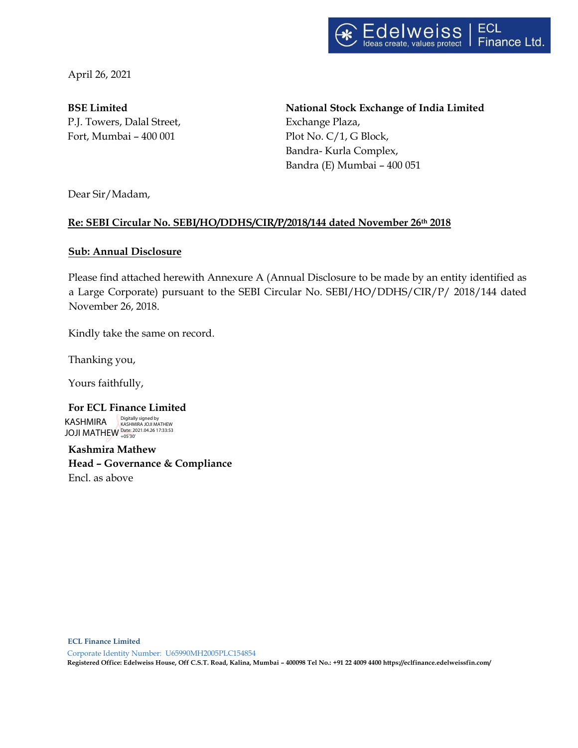April 26, 2021

**BSE Limited**
P.J. Towers, Dalal Street,
Fort, Mumbai – 400 001

**National Stock Exchange of India Limited**
Exchange Plaza,
Plot No. C/1, G Block,
Bandra- Kurla Complex,
Bandra (E) Mumbai – 400 051

Dear Sir/Madam,

**Re: SEBI Circular No. SEBI/HO/DDHS/CIR/P/2018/144 dated November 26th 2018**

**Sub: Annual Disclosure**

Please find attached herewith Annexure A (Annual Disclosure to be made by an entity identified as a Large Corporate) pursuant to the SEBI Circular No. SEBI/HO/DDHS/CIR/P/ 2018/144 dated November 26, 2018.

Kindly take the same on record.

Thanking you,

Yours faithfully,

**For ECL Finance Limited**

KASHMIRA JOJI MATHEW
Digitally signed by KASHMIRA JOJI MATHEW
Date: 2021.04.26 17:33:53 +05'30'

**Kashmira Mathew**
**Head – Governance & Compliance**
Encl. as above

**ECL Finance Limited**
Corporate Identity Number: U65990MH2005PLC154854
**Registered Office: Edelweiss House, Off C.S.T. Road, Kalina, Mumbai – 400098 Tel No.: +91 22 4009 4400 https://eclfinance.edelweissfin.com/**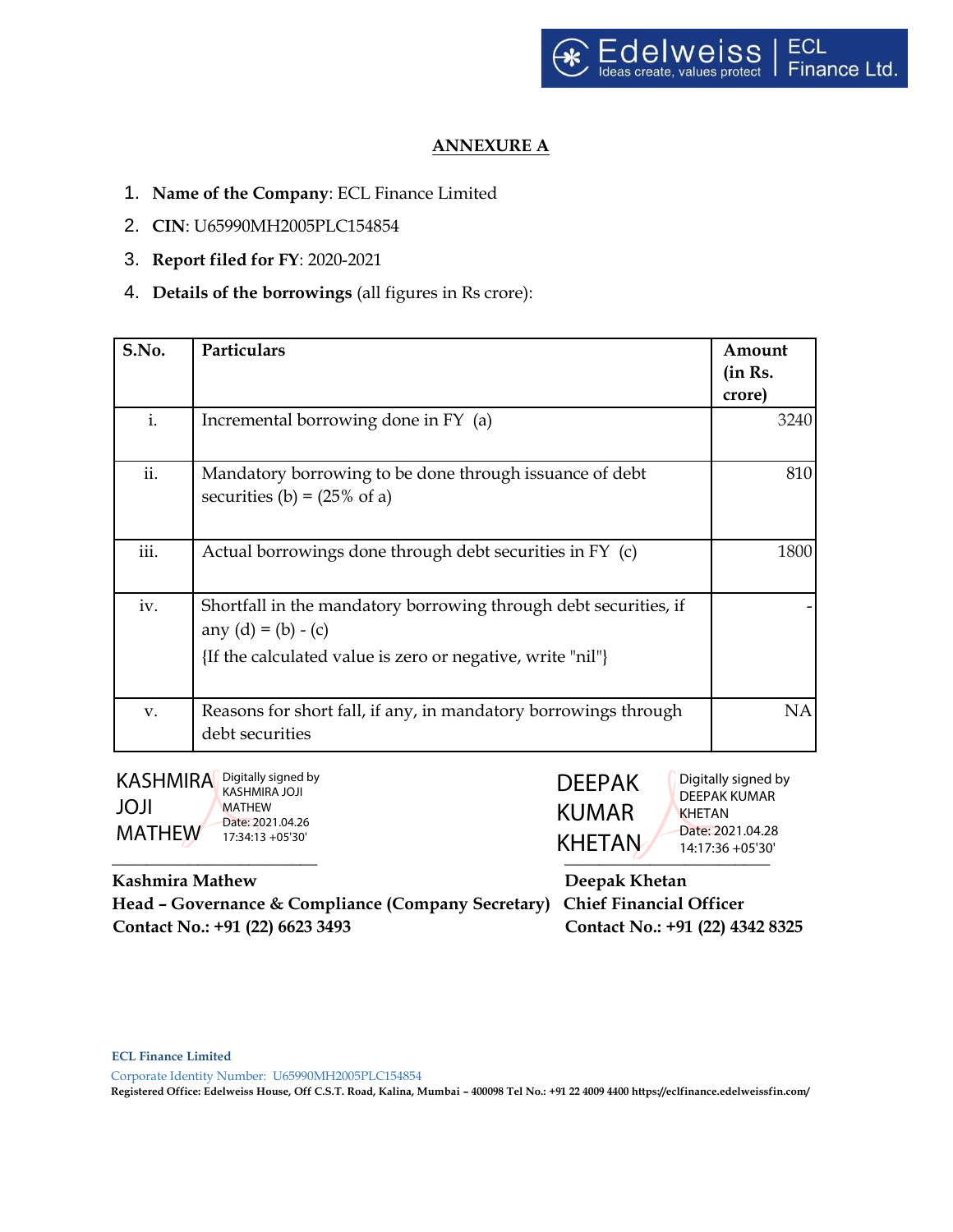**ANNEXURE A**

1. **Name of the Company**: ECL Finance Limited
2. **CIN**: U65990MH2005PLC154854
3. **Report filed for FY**: 2020-2021
4. **Details of the borrowings** (all figures in Rs crore):

| S.No. | Particulars | Amount (in Rs. crore) |
|---|---|---|
| i. | Incremental borrowing done in FY (a) | 3240 |
| ii. | Mandatory borrowing to be done through issuance of debt securities (b) = (25% of a) | 810 |
| iii. | Actual borrowings done through debt securities in FY (c) | 1800 |
| iv. | Shortfall in the mandatory borrowing through debt securities, if any (d) = (b) - (c) {If the calculated value is zero or negative, write "nil"} | - |
| v. | Reasons for short fall, if any, in mandatory borrowings through debt securities | NA |

KASHMIRA JOJI MATHEW — Digitally signed by KASHMIRA JOJI MATHEW Date: 2021.04.26 17:34:13 +05'30'

**Kashmira Mathew**
**Head – Governance & Compliance (Company Secretary)**
**Contact No.: +91 (22) 6623 3493**

DEEPAK KUMAR KHETAN — Digitally signed by DEEPAK KUMAR KHETAN Date: 2021.04.28 14:17:36 +05'30'

**Deepak Khetan**
**Chief Financial Officer**
**Contact No.: +91 (22) 4342 8325**

**ECL Finance Limited**
Corporate Identity Number: U65990MH2005PLC154854
**Registered Office: Edelweiss House, Off C.S.T. Road, Kalina, Mumbai – 400098 Tel No.: +91 22 4009 4400 https://eclfinance.edelweissfin.com/**